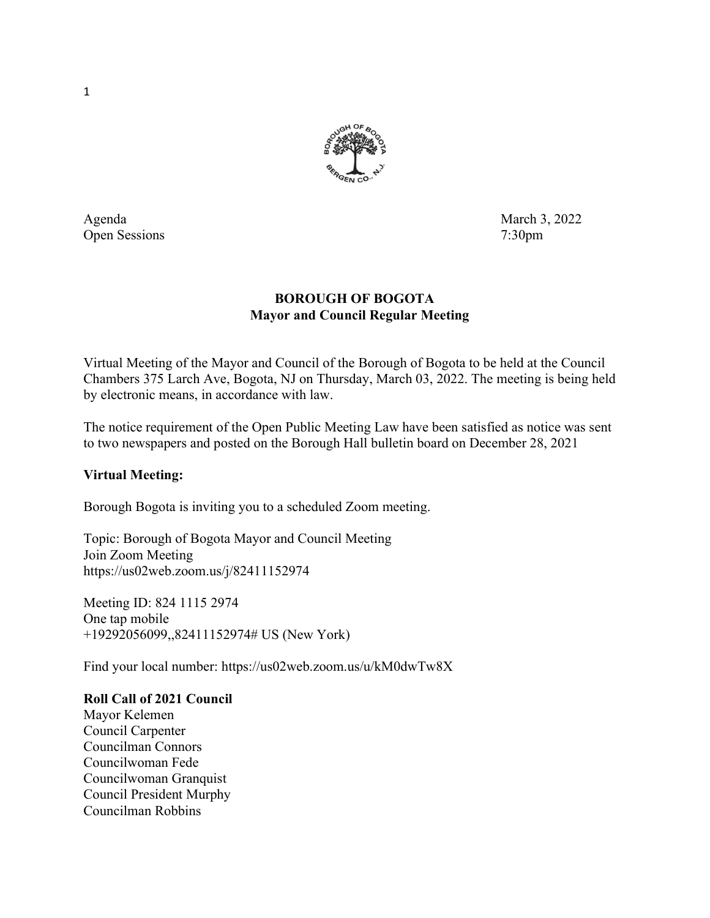Agenda March 3, 2022
Open Sessions 7:30pm

**BOROUGH OF BOGOTA**
**Mayor and Council Regular Meeting**

Virtual Meeting of the Mayor and Council of the Borough of Bogota to be held at the Council Chambers 375 Larch Ave, Bogota, NJ on Thursday, March 03, 2022. The meeting is being held by electronic means, in accordance with law.

The notice requirement of the Open Public Meeting Law have been satisfied as notice was sent to two newspapers and posted on the Borough Hall bulletin board on December 28, 2021

**Virtual Meeting:**

Borough Bogota is inviting you to a scheduled Zoom meeting.

Topic: Borough of Bogota Mayor and Council Meeting
Join Zoom Meeting
https://us02web.zoom.us/j/82411152974

Meeting ID: 824 1115 2974
One tap mobile
+19292056099,,82411152974# US (New York)

Find your local number: https://us02web.zoom.us/u/kM0dwTw8X

**Roll Call of 2021 Council**
Mayor Kelemen
Council Carpenter
Councilman Connors
Councilwoman Fede
Councilwoman Granquist
Council President Murphy
Councilman Robbins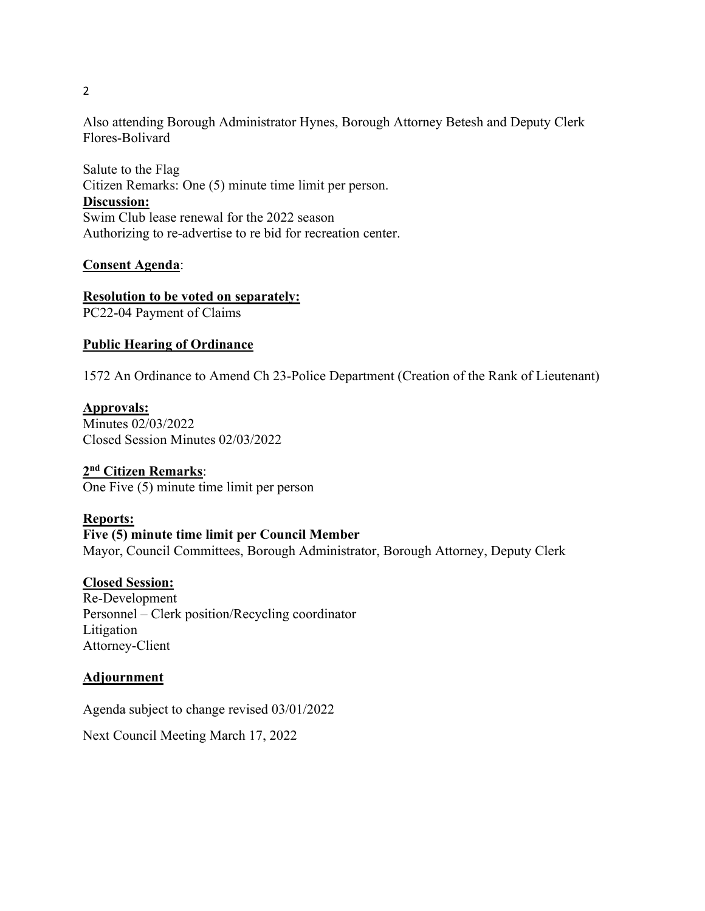Also attending Borough Administrator Hynes, Borough Attorney Betesh and Deputy Clerk Flores-Bolivard

Salute to the Flag
Citizen Remarks: One (5) minute time limit per person.

**Discussion:**
Swim Club lease renewal for the 2022 season
Authorizing to re-advertise to re bid for recreation center.

**Consent Agenda**:

**Resolution to be voted on separately:**
PC22-04 Payment of Claims

**Public Hearing of Ordinance**

1572 An Ordinance to Amend Ch 23-Police Department (Creation of the Rank of Lieutenant)

**Approvals:**
Minutes 02/03/2022
Closed Session Minutes 02/03/2022

**2nd Citizen Remarks**:
One Five (5) minute time limit per person

**Reports:**
**Five (5) minute time limit per Council Member**
Mayor, Council Committees, Borough Administrator, Borough Attorney, Deputy Clerk

**Closed Session:**
Re-Development
Personnel – Clerk position/Recycling coordinator
Litigation
Attorney-Client

**Adjournment**

Agenda subject to change revised 03/01/2022

Next Council Meeting March 17, 2022